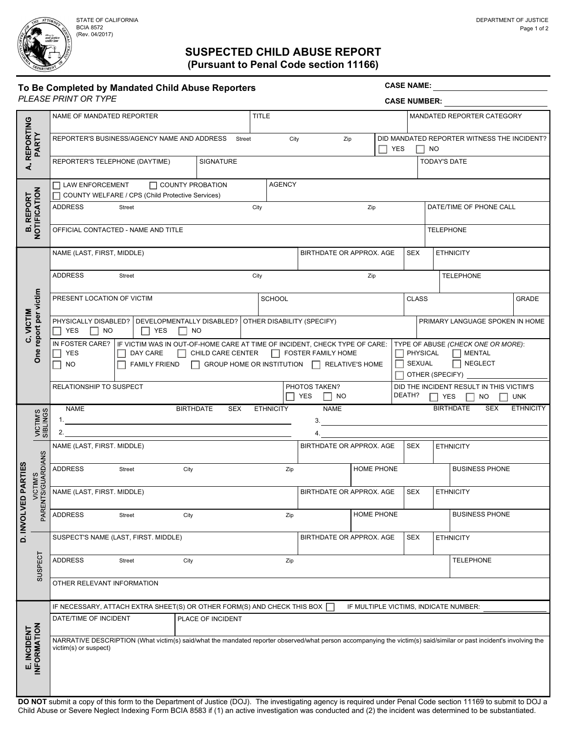STATE OF CALIFORNIA
BCIA 8572
(Rev. 04/2017)

DEPARTMENT OF JUSTICE

# SUSPECTED CHILD ABUSE REPORT

## (Pursuant to Penal Code section 11166)

**To Be Completed by Mandated Child Abuse Reporters**
*PLEASE PRINT OR TYPE*

**CASE NAME:** ______________________

**CASE NUMBER:** ______________________

### A. REPORTING PARTY

| NAME OF MANDATED REPORTER | TITLE | MANDATED REPORTER CATEGORY |
|---|---|---|
| REPORTER'S BUSINESS/AGENCY NAME AND ADDRESS Street City Zip | DID MANDATED REPORTER WITNESS THE INCIDENT? ☐ YES ☐ NO | |
| REPORTER'S TELEPHONE (DAYTIME) | SIGNATURE | TODAY'S DATE |

### B. REPORT NOTIFICATION

| ☐ LAW ENFORCEMENT ☐ COUNTY PROBATION ☐ COUNTY WELFARE / CPS (Child Protective Services) | AGENCY |
|---|---|
| ADDRESS Street City Zip | DATE/TIME OF PHONE CALL |
| OFFICIAL CONTACTED - NAME AND TITLE | TELEPHONE |

### C. VICTIM (One report per victim)

| NAME (LAST, FIRST, MIDDLE) | BIRTHDATE OR APPROX. AGE | SEX | ETHNICITY |
|---|---|---|---|
| ADDRESS Street City Zip | | | TELEPHONE |
| PRESENT LOCATION OF VICTIM | SCHOOL | CLASS | GRADE |
| PHYSICALLY DISABLED? ☐ YES ☐ NO | DEVELOPMENTALLY DISABLED? ☐ YES ☐ NO | OTHER DISABILITY (SPECIFY) | PRIMARY LANGUAGE SPOKEN IN HOME |
| IN FOSTER CARE? ☐ YES ☐ NO | IF VICTIM WAS IN OUT-OF-HOME CARE AT TIME OF INCIDENT, CHECK TYPE OF CARE: ☐ DAY CARE ☐ CHILD CARE CENTER ☐ FOSTER FAMILY HOME ☐ FAMILY FRIEND ☐ GROUP HOME OR INSTITUTION ☐ RELATIVE'S HOME | TYPE OF ABUSE *(CHECK ONE OR MORE)*: ☐ PHYSICAL ☐ MENTAL ☐ SEXUAL ☐ NEGLECT ☐ OTHER (SPECIFY) ______ | |
| RELATIONSHIP TO SUSPECT | PHOTOS TAKEN? ☐ YES ☐ NO | DID THE INCIDENT RESULT IN THIS VICTIM'S DEATH? ☐ YES ☐ NO ☐ UNK | |

### D. INVOLVED PARTIES

**VICTIM'S SIBLINGS**

| | NAME | BIRTHDATE | SEX | ETHNICITY |
|---|---|---|---|---|
| 1. | | | | |
| 2. | | | | |
| 3. | | | | |
| 4. | | | | |

**VICTIM'S PARENTS/GUARDIANS**

| NAME (LAST, FIRST. MIDDLE) | BIRTHDATE OR APPROX. AGE | SEX | ETHNICITY |
|---|---|---|---|
| ADDRESS Street City Zip | HOME PHONE | | BUSINESS PHONE |
| NAME (LAST, FIRST, MIDDLE) | BIRTHDATE OR APPROX. AGE | SEX | ETHNICITY |
| ADDRESS Street City Zip | HOME PHONE | | BUSINESS PHONE |

**SUSPECT**

| SUSPECT'S NAME (LAST, FIRST. MIDDLE) | BIRTHDATE OR APPROX. AGE | SEX | ETHNICITY |
|---|---|---|---|
| ADDRESS Street City Zip | | | TELEPHONE |
| OTHER RELEVANT INFORMATION | | | |

### E. INCIDENT INFORMATION

IF NECESSARY, ATTACH EXTRA SHEET(S) OR OTHER FORM(S) AND CHECK THIS BOX ☐ IF MULTIPLE VICTIMS, INDICATE NUMBER: ______

| DATE/TIME OF INCIDENT | PLACE OF INCIDENT |
|---|---|

NARRATIVE DESCRIPTION (What victim(s) said/what the mandated reporter observed/what person accompanying the victim(s) said/similar or past incident's involving the victim(s) or suspect)

**DO NOT** submit a copy of this form to the Department of Justice (DOJ). The investigating agency is required under Penal Code section 11169 to submit to DOJ a Child Abuse or Severe Neglect Indexing Form BCIA 8583 if (1) an active investigation was conducted and (2) the incident was determined to be substantiated.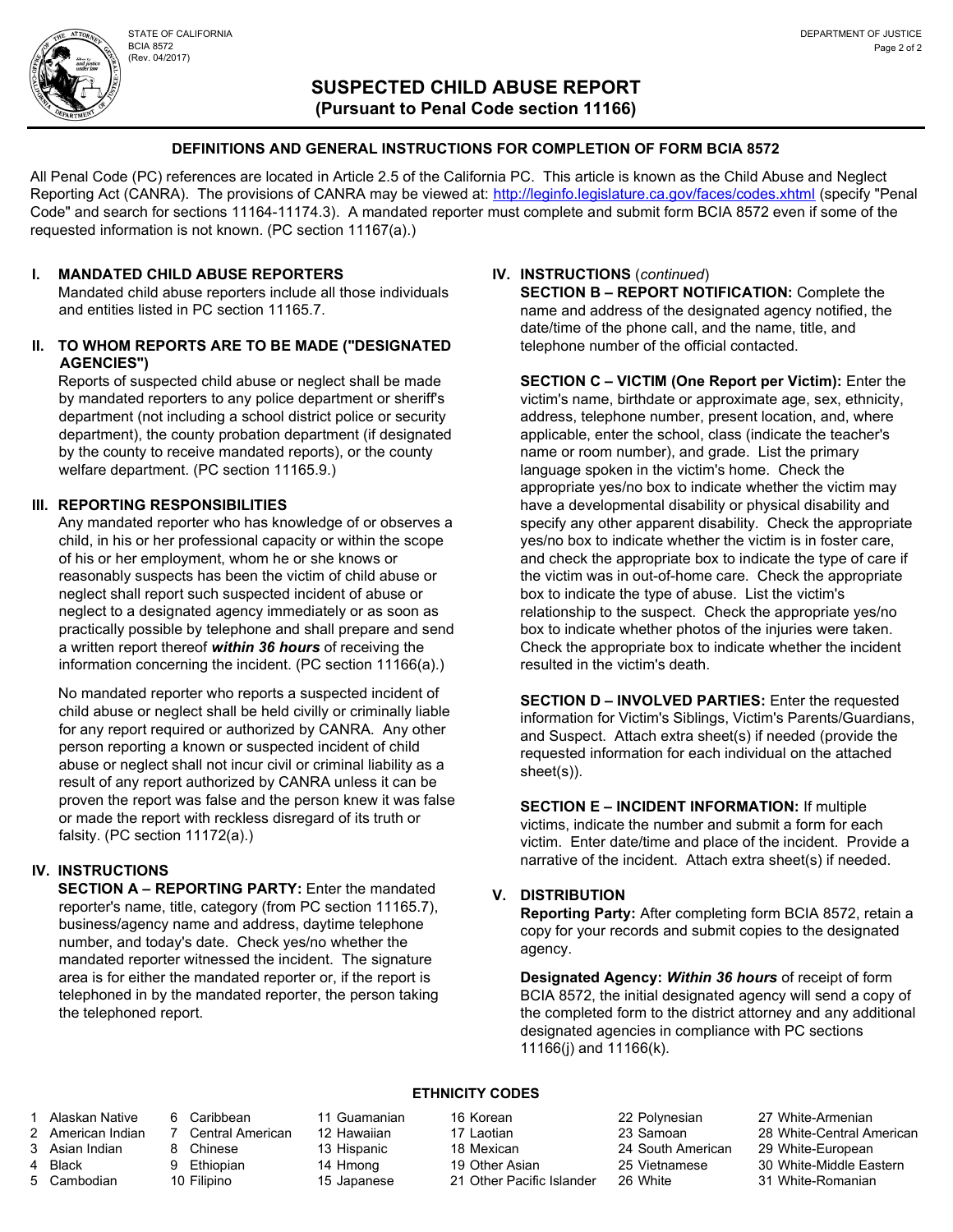STATE OF CALIFORNIA
BCIA 8572
(Rev. 04/2017)

DEPARTMENT OF JUSTICE

# SUSPECTED CHILD ABUSE REPORT
## (Pursuant to Penal Code section 11166)

### DEFINITIONS AND GENERAL INSTRUCTIONS FOR COMPLETION OF FORM BCIA 8572

All Penal Code (PC) references are located in Article 2.5 of the California PC. This article is known as the Child Abuse and Neglect Reporting Act (CANRA). The provisions of CANRA may be viewed at: http://leginfo.legislature.ca.gov/faces/codes.xhtml (specify "Penal Code" and search for sections 11164-11174.3). A mandated reporter must complete and submit form BCIA 8572 even if some of the requested information is not known. (PC section 11167(a).)

### I. MANDATED CHILD ABUSE REPORTERS

Mandated child abuse reporters include all those individuals and entities listed in PC section 11165.7.

### II. TO WHOM REPORTS ARE TO BE MADE ("DESIGNATED AGENCIES")

Reports of suspected child abuse or neglect shall be made by mandated reporters to any police department or sheriff's department (not including a school district police or security department), the county probation department (if designated by the county to receive mandated reports), or the county welfare department. (PC section 11165.9.)

### III. REPORTING RESPONSIBILITIES

Any mandated reporter who has knowledge of or observes a child, in his or her professional capacity or within the scope of his or her employment, whom he or she knows or reasonably suspects has been the victim of child abuse or neglect shall report such suspected incident of abuse or neglect to a designated agency immediately or as soon as practically possible by telephone and shall prepare and send a written report thereof ***within 36 hours*** of receiving the information concerning the incident. (PC section 11166(a).)

No mandated reporter who reports a suspected incident of child abuse or neglect shall be held civilly or criminally liable for any report required or authorized by CANRA. Any other person reporting a known or suspected incident of child abuse or neglect shall not incur civil or criminal liability as a result of any report authorized by CANRA unless it can be proven the report was false and the person knew it was false or made the report with reckless disregard of its truth or falsity. (PC section 11172(a).)

### IV. INSTRUCTIONS

**SECTION A – REPORTING PARTY:** Enter the mandated reporter's name, title, category (from PC section 11165.7), business/agency name and address, daytime telephone number, and today's date. Check yes/no whether the mandated reporter witnessed the incident. The signature area is for either the mandated reporter or, if the report is telephoned in by the mandated reporter, the person taking the telephoned report.

**SECTION B – REPORT NOTIFICATION:** Complete the name and address of the designated agency notified, the date/time of the phone call, and the name, title, and telephone number of the official contacted.

**SECTION C – VICTIM (One Report per Victim):** Enter the victim's name, birthdate or approximate age, sex, ethnicity, address, telephone number, present location, and, where applicable, enter the school, class (indicate the teacher's name or room number), and grade. List the primary language spoken in the victim's home. Check the appropriate yes/no box to indicate whether the victim may have a developmental disability or physical disability and specify any other apparent disability. Check the appropriate yes/no box to indicate whether the victim is in foster care, and check the appropriate box to indicate the type of care if the victim was in out-of-home care. Check the appropriate box to indicate the type of abuse. List the victim's relationship to the suspect. Check the appropriate yes/no box to indicate whether photos of the injuries were taken. Check the appropriate box to indicate whether the incident resulted in the victim's death.

**SECTION D – INVOLVED PARTIES:** Enter the requested information for Victim's Siblings, Victim's Parents/Guardians, and Suspect. Attach extra sheet(s) if needed (provide the requested information for each individual on the attached sheet(s)).

**SECTION E – INCIDENT INFORMATION:** If multiple victims, indicate the number and submit a form for each victim. Enter date/time and place of the incident. Provide a narrative of the incident. Attach extra sheet(s) if needed.

### V. DISTRIBUTION

**Reporting Party:** After completing form BCIA 8572, retain a copy for your records and submit copies to the designated agency.

**Designated Agency:** ***Within 36 hours*** of receipt of form BCIA 8572, the initial designated agency will send a copy of the completed form to the district attorney and any additional designated agencies in compliance with PC sections 11166(j) and 11166(k).

### ETHNICITY CODES

| | | | | | |
|---|---|---|---|---|---|
| 1 Alaskan Native | 6 Caribbean | 11 Guamanian | 16 Korean | 22 Polynesian | 27 White-Armenian |
| 2 American Indian | 7 Central American | 12 Hawaiian | 17 Laotian | 23 Samoan | 28 White-Central American |
| 3 Asian Indian | 8 Chinese | 13 Hispanic | 18 Mexican | 24 South American | 29 White-European |
| 4 Black | 9 Ethiopian | 14 Hmong | 19 Other Asian | 25 Vietnamese | 30 White-Middle Eastern |
| 5 Cambodian | 10 Filipino | 15 Japanese | 21 Other Pacific Islander | 26 White | 31 White-Romanian |